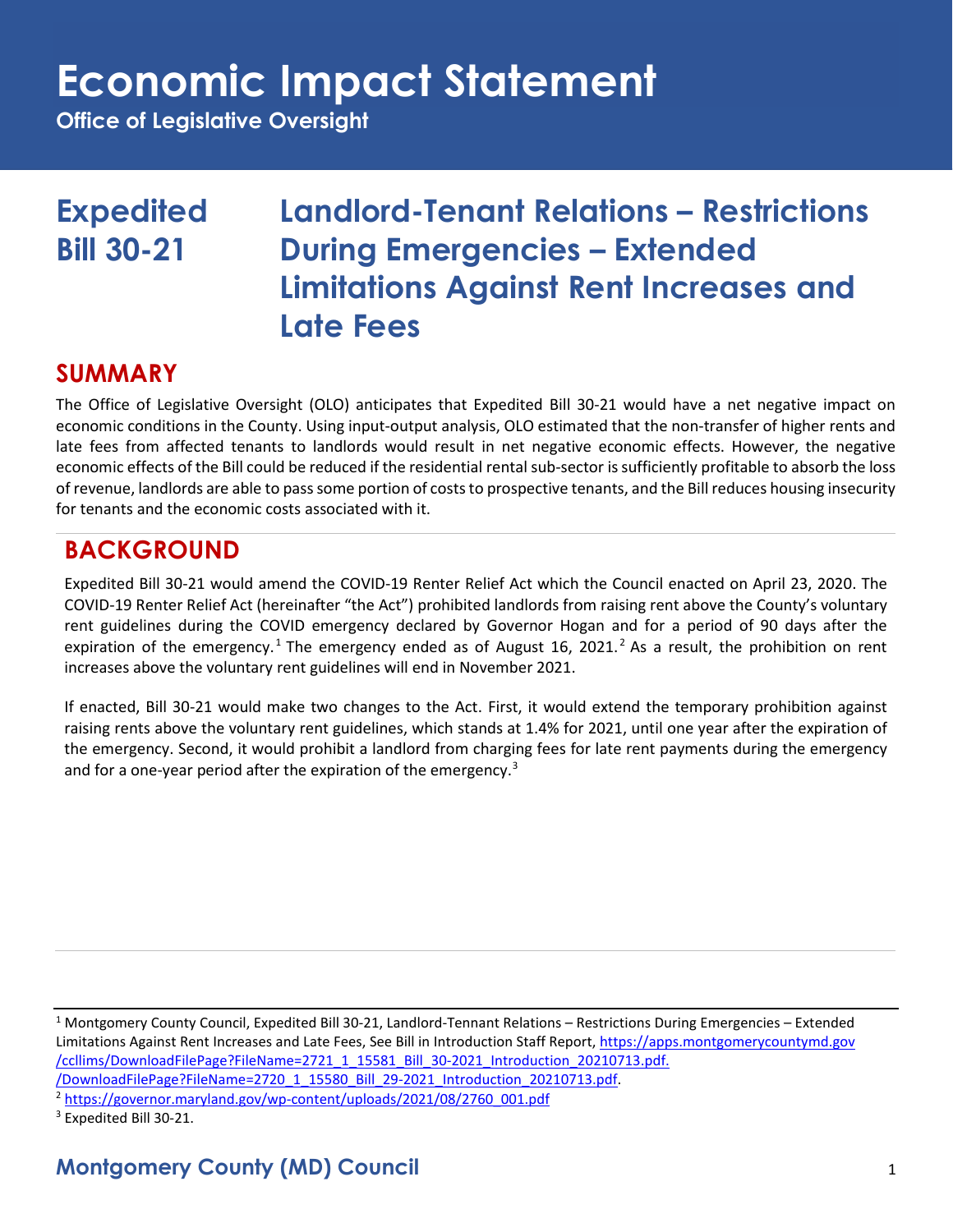# Economic Impact Statement

**Office of Legislative Oversight**

## Expedited Bill 30-21

## Landlord-Tenant Relations – Restrictions During Emergencies – Extended Limitations Against Rent Increases and Late Fees

## SUMMARY

The Office of Legislative Oversight (OLO) anticipates that Expedited Bill 30-21 would have a net negative impact on economic conditions in the County. Using input-output analysis, OLO estimated that the non-transfer of higher rents and late fees from affected tenants to landlords would result in net negative economic effects. However, the negative economic effects of the Bill could be reduced if the residential rental sub-sector is sufficiently profitable to absorb the loss of revenue, landlords are able to pass some portion of costs to prospective tenants, and the Bill reduces housing insecurity for tenants and the economic costs associated with it.

## BACKGROUND

Expedited Bill 30-21 would amend the COVID-19 Renter Relief Act which the Council enacted on April 23, 2020. The COVID-19 Renter Relief Act (hereinafter "the Act") prohibited landlords from raising rent above the County's voluntary rent guidelines during the COVID emergency declared by Governor Hogan and for a period of 90 days after the expiration of the emergency.[1] The emergency ended as of August 16, 2021.[2] As a result, the prohibition on rent increases above the voluntary rent guidelines will end in November 2021.

If enacted, Bill 30-21 would make two changes to the Act. First, it would extend the temporary prohibition against raising rents above the voluntary rent guidelines, which stands at 1.4% for 2021, until one year after the expiration of the emergency. Second, it would prohibit a landlord from charging fees for late rent payments during the emergency and for a one-year period after the expiration of the emergency.[3]

---

[1] Montgomery County Council, Expedited Bill 30-21, Landlord-Tennant Relations – Restrictions During Emergencies – Extended Limitations Against Rent Increases and Late Fees, See Bill in Introduction Staff Report, https://apps.montgomerycountymd.gov/ccllims/DownloadFilePage?FileName=2721_1_15581_Bill_30-2021_Introduction_20210713.pdf. /DownloadFilePage?FileName=2720_1_15580_Bill_29-2021_Introduction_20210713.pdf.

[2] https://governor.maryland.gov/wp-content/uploads/2021/08/2760_001.pdf

[3] Expedited Bill 30-21.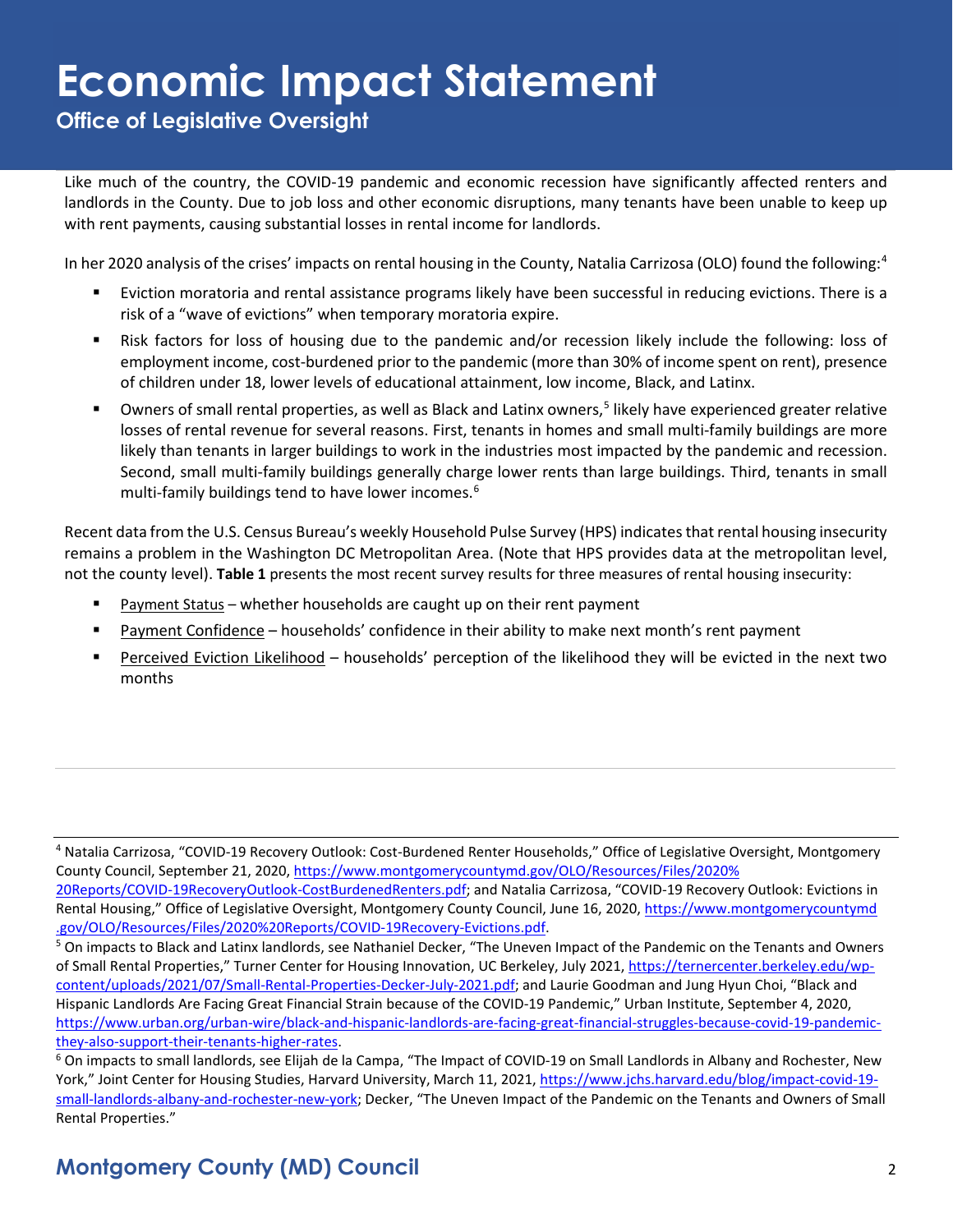Like much of the country, the COVID-19 pandemic and economic recession have significantly affected renters and landlords in the County. Due to job loss and other economic disruptions, many tenants have been unable to keep up with rent payments, causing substantial losses in rental income for landlords.

In her 2020 analysis of the crises' impacts on rental housing in the County, Natalia Carrizosa (OLO) found the following:[4]

- Eviction moratoria and rental assistance programs likely have been successful in reducing evictions. There is a risk of a "wave of evictions" when temporary moratoria expire.
- Risk factors for loss of housing due to the pandemic and/or recession likely include the following: loss of employment income, cost-burdened prior to the pandemic (more than 30% of income spent on rent), presence of children under 18, lower levels of educational attainment, low income, Black, and Latinx.
- Owners of small rental properties, as well as Black and Latinx owners,[5] likely have experienced greater relative losses of rental revenue for several reasons. First, tenants in homes and small multi-family buildings are more likely than tenants in larger buildings to work in the industries most impacted by the pandemic and recession. Second, small multi-family buildings generally charge lower rents than large buildings. Third, tenants in small multi-family buildings tend to have lower incomes.[6]

Recent data from the U.S. Census Bureau's weekly Household Pulse Survey (HPS) indicates that rental housing insecurity remains a problem in the Washington DC Metropolitan Area. (Note that HPS provides data at the metropolitan level, not the county level). **Table 1** presents the most recent survey results for three measures of rental housing insecurity:

- Payment Status – whether households are caught up on their rent payment
- Payment Confidence – households' confidence in their ability to make next month's rent payment
- Perceived Eviction Likelihood – households' perception of the likelihood they will be evicted in the next two months

---

[4] Natalia Carrizosa, "COVID-19 Recovery Outlook: Cost-Burdened Renter Households," Office of Legislative Oversight, Montgomery County Council, September 21, 2020, https://www.montgomerycountymd.gov/OLO/Resources/Files/2020%20Reports/COVID-19RecoveryOutlook-CostBurdenedRenters.pdf; and Natalia Carrizosa, "COVID-19 Recovery Outlook: Evictions in Rental Housing," Office of Legislative Oversight, Montgomery County Council, June 16, 2020, https://www.montgomerycountymd.gov/OLO/Resources/Files/2020%20Reports/COVID-19Recovery-Evictions.pdf.

[5] On impacts to Black and Latinx landlords, see Nathaniel Decker, "The Uneven Impact of the Pandemic on the Tenants and Owners of Small Rental Properties," Turner Center for Housing Innovation, UC Berkeley, July 2021, https://ternercenter.berkeley.edu/wp-content/uploads/2021/07/Small-Rental-Properties-Decker-July-2021.pdf; and Laurie Goodman and Jung Hyun Choi, "Black and Hispanic Landlords Are Facing Great Financial Strain because of the COVID-19 Pandemic," Urban Institute, September 4, 2020, https://www.urban.org/urban-wire/black-and-hispanic-landlords-are-facing-great-financial-struggles-because-covid-19-pandemic-they-also-support-their-tenants-higher-rates.

[6] On impacts to small landlords, see Elijah de la Campa, "The Impact of COVID-19 on Small Landlords in Albany and Rochester, New York," Joint Center for Housing Studies, Harvard University, March 11, 2021, https://www.jchs.harvard.edu/blog/impact-covid-19-small-landlords-albany-and-rochester-new-york; Decker, "The Uneven Impact of the Pandemic on the Tenants and Owners of Small Rental Properties."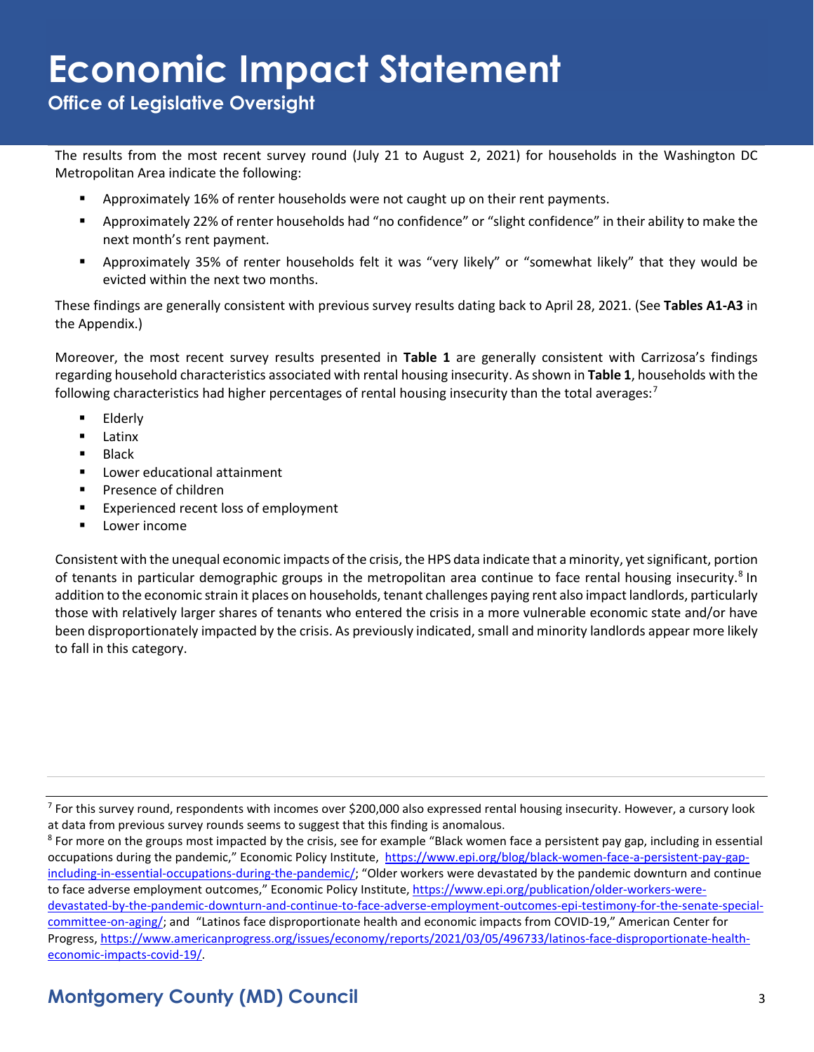The results from the most recent survey round (July 21 to August 2, 2021) for households in the Washington DC Metropolitan Area indicate the following:

- Approximately 16% of renter households were not caught up on their rent payments.
- Approximately 22% of renter households had "no confidence" or "slight confidence" in their ability to make the next month's rent payment.
- Approximately 35% of renter households felt it was "very likely" or "somewhat likely" that they would be evicted within the next two months.

These findings are generally consistent with previous survey results dating back to April 28, 2021. (See **Tables A1-A3** in the Appendix.)

Moreover, the most recent survey results presented in **Table 1** are generally consistent with Carrizosa's findings regarding household characteristics associated with rental housing insecurity. As shown in **Table 1**, households with the following characteristics had higher percentages of rental housing insecurity than the total averages:[7]

- Elderly
- Latinx
- Black
- Lower educational attainment
- Presence of children
- Experienced recent loss of employment
- Lower income

Consistent with the unequal economic impacts of the crisis, the HPS data indicate that a minority, yet significant, portion of tenants in particular demographic groups in the metropolitan area continue to face rental housing insecurity.[8] In addition to the economic strain it places on households, tenant challenges paying rent also impact landlords, particularly those with relatively larger shares of tenants who entered the crisis in a more vulnerable economic state and/or have been disproportionately impacted by the crisis. As previously indicated, small and minority landlords appear more likely to fall in this category.

---

[7] For this survey round, respondents with incomes over $200,000 also expressed rental housing insecurity. However, a cursory look at data from previous survey rounds seems to suggest that this finding is anomalous.

[8] For more on the groups most impacted by the crisis, see for example "Black women face a persistent pay gap, including in essential occupations during the pandemic," Economic Policy Institute, https://www.epi.org/blog/black-women-face-a-persistent-pay-gap-including-in-essential-occupations-during-the-pandemic/; "Older workers were devastated by the pandemic downturn and continue to face adverse employment outcomes," Economic Policy Institute, https://www.epi.org/publication/older-workers-were-devastated-by-the-pandemic-downturn-and-continue-to-face-adverse-employment-outcomes-epi-testimony-for-the-senate-special-committee-on-aging/; and "Latinos face disproportionate health and economic impacts from COVID-19," American Center for Progress, https://www.americanprogress.org/issues/economy/reports/2021/03/05/496733/latinos-face-disproportionate-health-economic-impacts-covid-19/.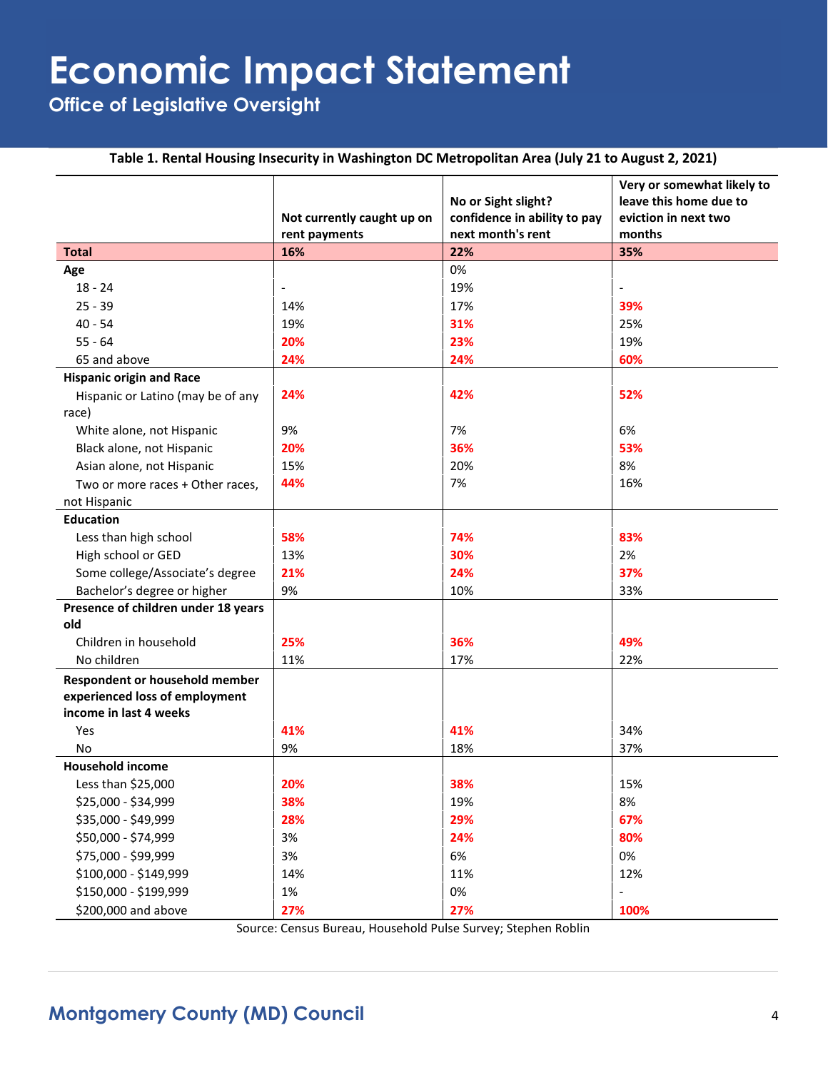# Economic Impact Statement

## Office of Legislative Oversight

**Table 1. Rental Housing Insecurity in Washington DC Metropolitan Area (July 21 to August 2, 2021)**

| | Not currently caught up on rent payments | No or Sight slight? confidence in ability to pay next month's rent | Very or somewhat likely to leave this home due to eviction in next two months |
|---|---|---|---|
| **Total** | **16%** | **22%** | **35%** |
| **Age** | | 0% | |
| 18 - 24 | - | 19% | - |
| 25 - 39 | 14% | 17% | **39%** |
| 40 - 54 | 19% | **31%** | 25% |
| 55 - 64 | **20%** | **23%** | 19% |
| 65 and above | **24%** | **24%** | **60%** |
| **Hispanic origin and Race** | | | |
| Hispanic or Latino (may be of any race) | **24%** | **42%** | **52%** |
| White alone, not Hispanic | 9% | 7% | 6% |
| Black alone, not Hispanic | **20%** | **36%** | **53%** |
| Asian alone, not Hispanic | 15% | 20% | 8% |
| Two or more races + Other races, not Hispanic | **44%** | 7% | 16% |
| **Education** | | | |
| Less than high school | **58%** | **74%** | **83%** |
| High school or GED | 13% | **30%** | 2% |
| Some college/Associate's degree | **21%** | **24%** | **37%** |
| Bachelor's degree or higher | 9% | 10% | 33% |
| **Presence of children under 18 years old** | | | |
| Children in household | **25%** | **36%** | **49%** |
| No children | 11% | 17% | 22% |
| **Respondent or household member experienced loss of employment income in last 4 weeks** | | | |
| Yes | **41%** | **41%** | 34% |
| No | 9% | 18% | 37% |
| **Household income** | | | |
| Less than $25,000 | **20%** | **38%** | 15% |
| $25,000 - $34,999 | **38%** | 19% | 8% |
| $35,000 - $49,999 | **28%** | **29%** | **67%** |
| $50,000 - $74,999 | 3% | **24%** | **80%** |
| $75,000 - $99,999 | 3% | 6% | 0% |
| $100,000 - $149,999 | 14% | 11% | 12% |
| $150,000 - $199,999 | 1% | 0% | - |
| $200,000 and above | **27%** | **27%** | **100%** |

Source: Census Bureau, Household Pulse Survey; Stephen Roblin

**Montgomery County (MD) Council**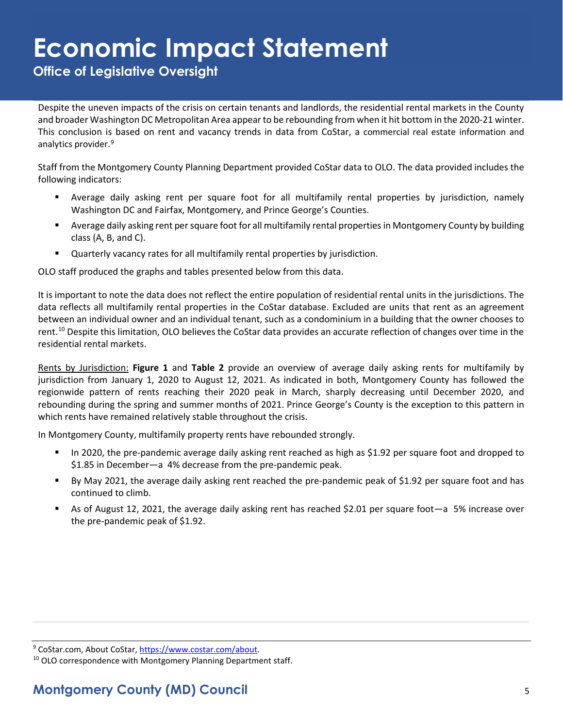Despite the uneven impacts of the crisis on certain tenants and landlords, the residential rental markets in the County and broader Washington DC Metropolitan Area appear to be rebounding from when it hit bottom in the 2020-21 winter. This conclusion is based on rent and vacancy trends in data from CoStar, a commercial real estate information and analytics provider.[9]

Staff from the Montgomery County Planning Department provided CoStar data to OLO. The data provided includes the following indicators:

- Average daily asking rent per square foot for all multifamily rental properties by jurisdiction, namely Washington DC and Fairfax, Montgomery, and Prince George's Counties.
- Average daily asking rent per square foot for all multifamily rental properties in Montgomery County by building class (A, B, and C).
- Quarterly vacancy rates for all multifamily rental properties by jurisdiction.

OLO staff produced the graphs and tables presented below from this data.

It is important to note the data does not reflect the entire population of residential rental units in the jurisdictions. The data reflects all multifamily rental properties in the CoStar database. Excluded are units that rent as an agreement between an individual owner and an individual tenant, such as a condominium in a building that the owner chooses to rent.[10] Despite this limitation, OLO believes the CoStar data provides an accurate reflection of changes over time in the residential rental markets.

Rents by Jurisdiction: **Figure 1** and **Table 2** provide an overview of average daily asking rents for multifamily by jurisdiction from January 1, 2020 to August 12, 2021. As indicated in both, Montgomery County has followed the regionwide pattern of rents reaching their 2020 peak in March, sharply decreasing until December 2020, and rebounding during the spring and summer months of 2021. Prince George's County is the exception to this pattern in which rents have remained relatively stable throughout the crisis.

In Montgomery County, multifamily property rents have rebounded strongly.

- In 2020, the pre-pandemic average daily asking rent reached as high as $1.92 per square foot and dropped to $1.85 in December—a 4% decrease from the pre-pandemic peak.
- By May 2021, the average daily asking rent reached the pre-pandemic peak of $1.92 per square foot and has continued to climb.
- As of August 12, 2021, the average daily asking rent has reached $2.01 per square foot—a 5% increase over the pre-pandemic peak of $1.92.

---

[9] CoStar.com, About CoStar, https://www.costar.com/about.

[10] OLO correspondence with Montgomery Planning Department staff.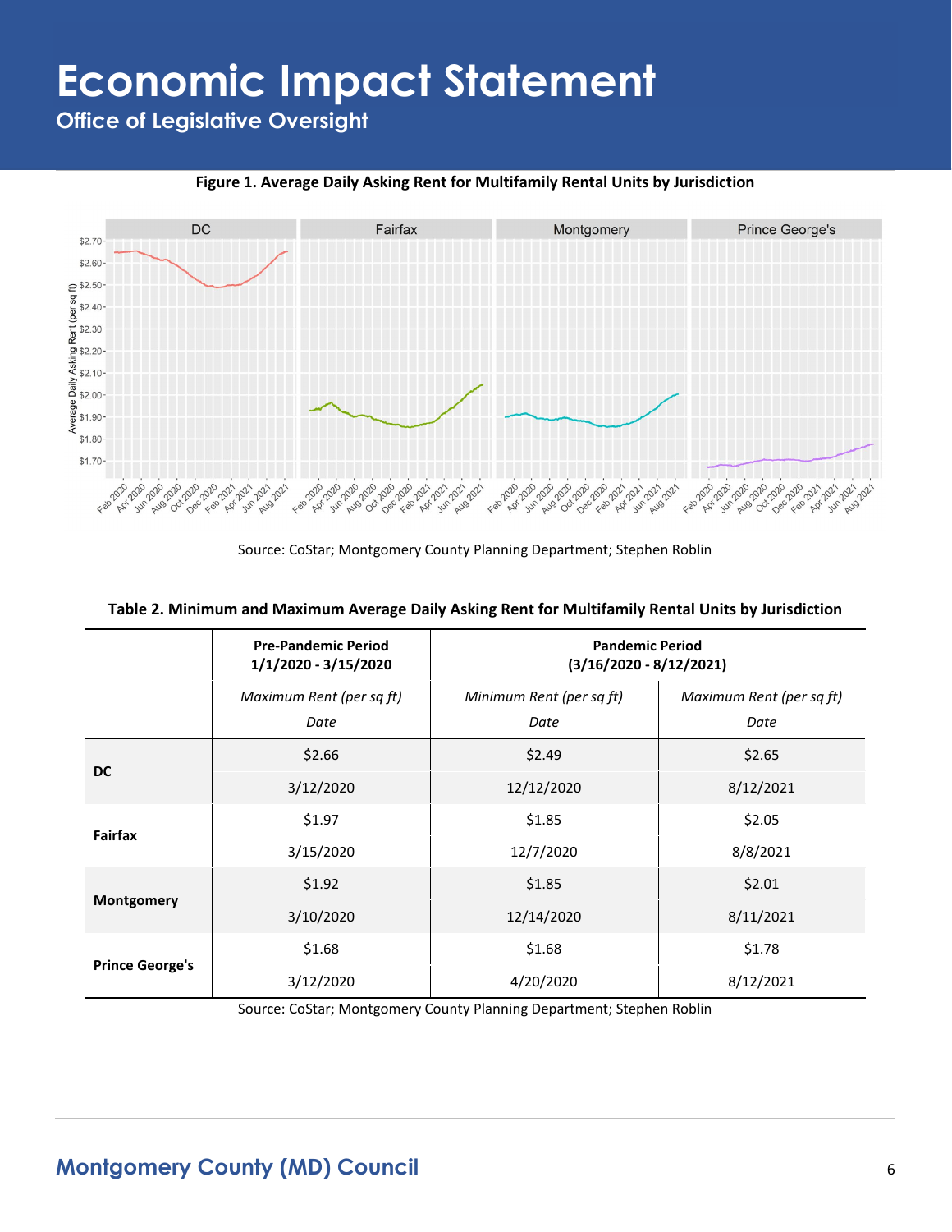**Figure 1. Average Daily Asking Rent for Multifamily Rental Units by Jurisdiction**

Source: CoStar; Montgomery County Planning Department; Stephen Roblin

**Table 2. Minimum and Maximum Average Daily Asking Rent for Multifamily Rental Units by Jurisdiction**

| | Pre-Pandemic Period 1/1/2020 - 3/15/2020 | Pandemic Period (3/16/2020 - 8/12/2021) | |
|---|---|---|---|
| | *Maximum Rent (per sq ft)* *Date* | *Minimum Rent (per sq ft)* *Date* | *Maximum Rent (per sq ft)* *Date* |
| **DC** | $2.66 | $2.49 | $2.65 |
| | 3/12/2020 | 12/12/2020 | 8/12/2021 |
| **Fairfax** | $1.97 | $1.85 | $2.05 |
| | 3/15/2020 | 12/7/2020 | 8/8/2021 |
| **Montgomery** | $1.92 | $1.85 | $2.01 |
| | 3/10/2020 | 12/14/2020 | 8/11/2021 |
| **Prince George's** | $1.68 | $1.68 | $1.78 |
| | 3/12/2020 | 4/20/2020 | 8/12/2021 |

Source: CoStar; Montgomery County Planning Department; Stephen Roblin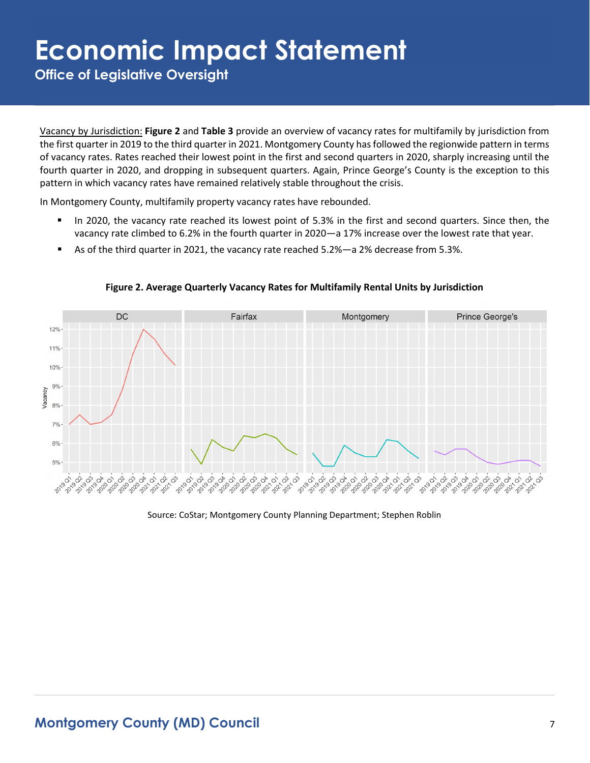Vacancy by Jurisdiction: **Figure 2** and **Table 3** provide an overview of vacancy rates for multifamily by jurisdiction from the first quarter in 2019 to the third quarter in 2021. Montgomery County has followed the regionwide pattern in terms of vacancy rates. Rates reached their lowest point in the first and second quarters in 2020, sharply increasing until the fourth quarter in 2020, and dropping in subsequent quarters. Again, Prince George's County is the exception to this pattern in which vacancy rates have remained relatively stable throughout the crisis.

In Montgomery County, multifamily property vacancy rates have rebounded.

- In 2020, the vacancy rate reached its lowest point of 5.3% in the first and second quarters. Since then, the vacancy rate climbed to 6.2% in the fourth quarter in 2020—a 17% increase over the lowest rate that year.
- As of the third quarter in 2021, the vacancy rate reached 5.2%—a 2% decrease from 5.3%.

**Figure 2. Average Quarterly Vacancy Rates for Multifamily Rental Units by Jurisdiction**

Source: CoStar; Montgomery County Planning Department; Stephen Roblin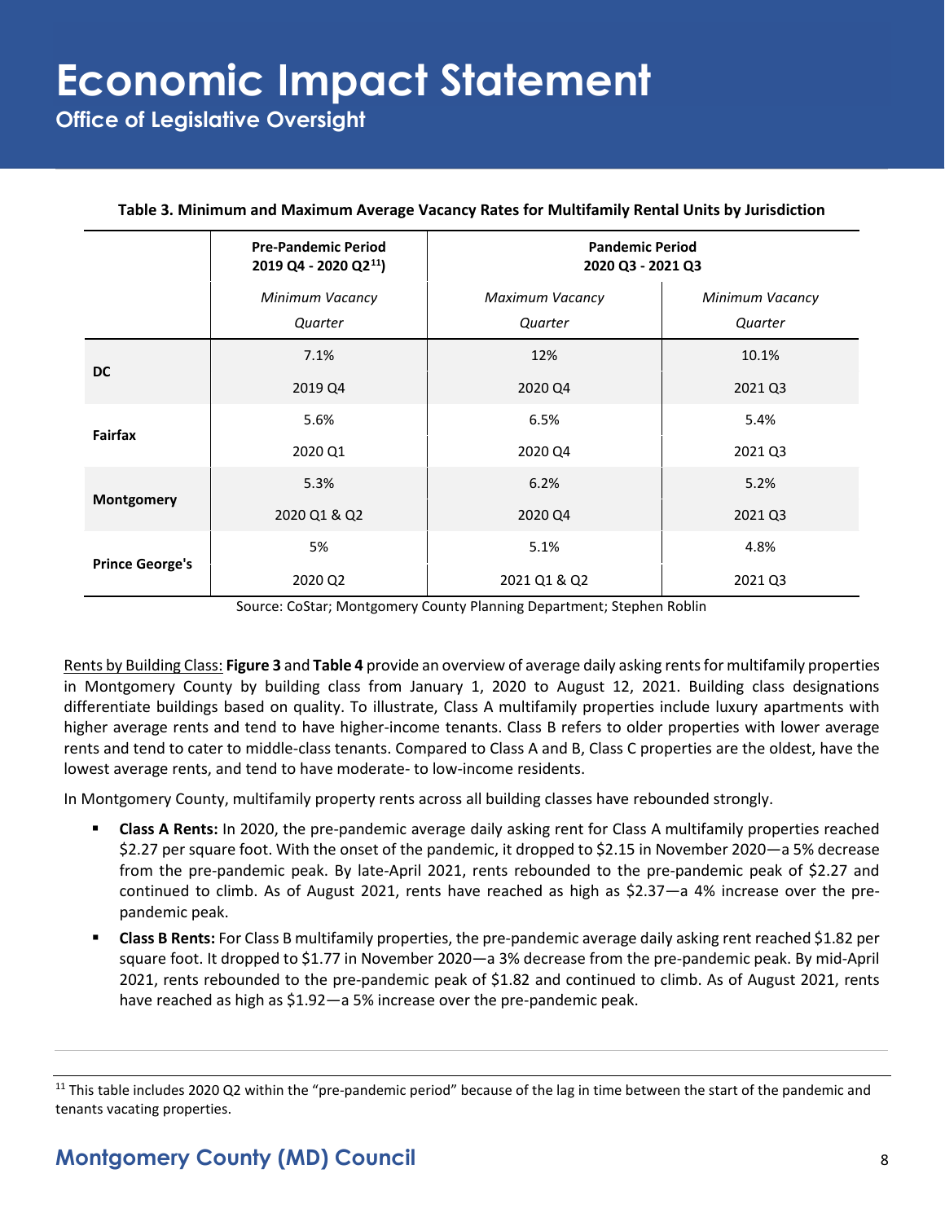**Table 3. Minimum and Maximum Average Vacancy Rates for Multifamily Rental Units by Jurisdiction**

| | Pre-Pandemic Period 2019 Q4 - 2020 Q2[11]) | Pandemic Period 2020 Q3 - 2021 Q3 | |
|---|---|---|---|
| | *Minimum Vacancy Quarter* | *Maximum Vacancy Quarter* | *Minimum Vacancy Quarter* |
| **DC** | 7.1% 2019 Q4 | 12% 2020 Q4 | 10.1% 2021 Q3 |
| **Fairfax** | 5.6% 2020 Q1 | 6.5% 2020 Q4 | 5.4% 2021 Q3 |
| **Montgomery** | 5.3% 2020 Q1 & Q2 | 6.2% 2020 Q4 | 5.2% 2021 Q3 |
| **Prince George's** | 5% 2020 Q2 | 5.1% 2021 Q1 & Q2 | 4.8% 2021 Q3 |

Source: CoStar; Montgomery County Planning Department; Stephen Roblin

Rents by Building Class: **Figure 3** and **Table 4** provide an overview of average daily asking rents for multifamily properties in Montgomery County by building class from January 1, 2020 to August 12, 2021. Building class designations differentiate buildings based on quality. To illustrate, Class A multifamily properties include luxury apartments with higher average rents and tend to have higher-income tenants. Class B refers to older properties with lower average rents and tend to cater to middle-class tenants. Compared to Class A and B, Class C properties are the oldest, have the lowest average rents, and tend to have moderate- to low-income residents.

In Montgomery County, multifamily property rents across all building classes have rebounded strongly.

- **Class A Rents:** In 2020, the pre-pandemic average daily asking rent for Class A multifamily properties reached $2.27 per square foot. With the onset of the pandemic, it dropped to $2.15 in November 2020—a 5% decrease from the pre-pandemic peak. By late-April 2021, rents rebounded to the pre-pandemic peak of $2.27 and continued to climb. As of August 2021, rents have reached as high as $2.37—a 4% increase over the pre-pandemic peak.
- **Class B Rents:** For Class B multifamily properties, the pre-pandemic average daily asking rent reached $1.82 per square foot. It dropped to $1.77 in November 2020—a 3% decrease from the pre-pandemic peak. By mid-April 2021, rents rebounded to the pre-pandemic peak of $1.82 and continued to climb. As of August 2021, rents have reached as high as $1.92—a 5% increase over the pre-pandemic peak.

[11] This table includes 2020 Q2 within the "pre-pandemic period" because of the lag in time between the start of the pandemic and tenants vacating properties.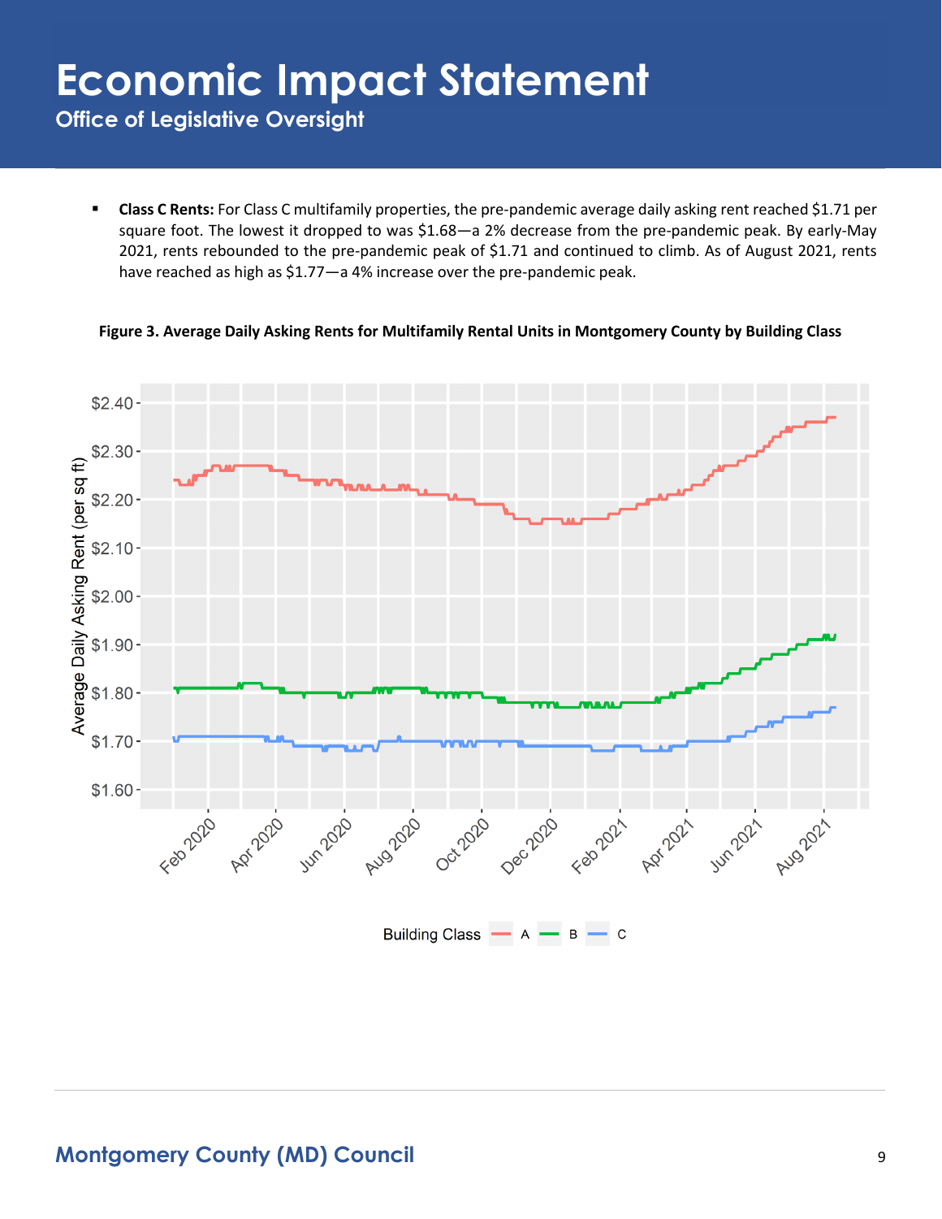- **Class C Rents:** For Class C multifamily properties, the pre-pandemic average daily asking rent reached $1.71 per square foot. The lowest it dropped to was $1.68—a 2% decrease from the pre-pandemic peak. By early-May 2021, rents rebounded to the pre-pandemic peak of $1.71 and continued to climb. As of August 2021, rents have reached as high as $1.77—a 4% increase over the pre-pandemic peak.

**Figure 3. Average Daily Asking Rents for Multifamily Rental Units in Montgomery County by Building Class**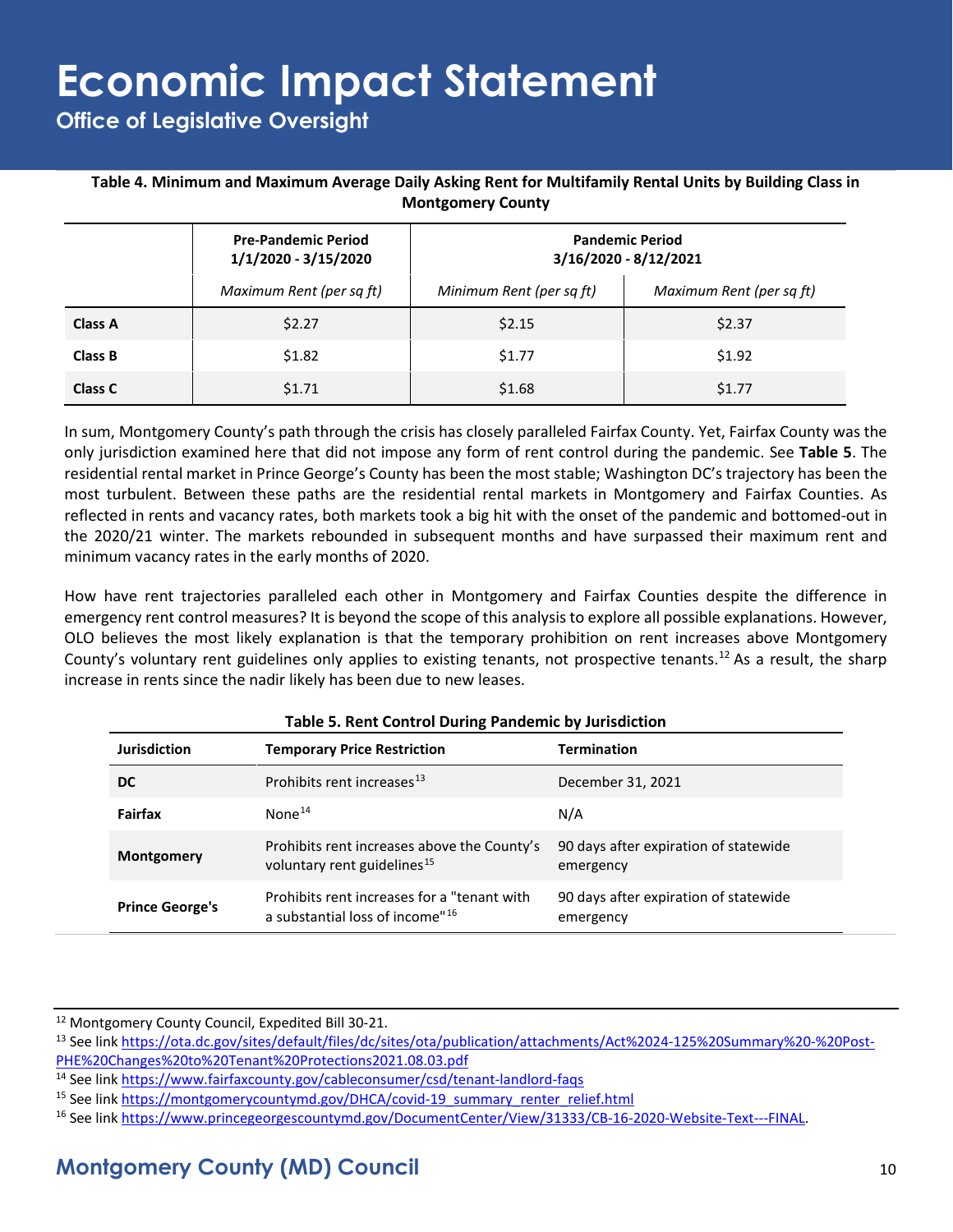**Table 4. Minimum and Maximum Average Daily Asking Rent for Multifamily Rental Units by Building Class in Montgomery County**

| | Pre-Pandemic Period 1/1/2020 - 3/15/2020 | Pandemic Period 3/16/2020 - 8/12/2021 | |
|---|---|---|---|
| | *Maximum Rent (per sq ft)* | *Minimum Rent (per sq ft)* | *Maximum Rent (per sq ft)* |
| **Class A** | $2.27 | $2.15 | $2.37 |
| **Class B** | $1.82 | $1.77 | $1.92 |
| **Class C** | $1.71 | $1.68 | $1.77 |

In sum, Montgomery County's path through the crisis has closely paralleled Fairfax County. Yet, Fairfax County was the only jurisdiction examined here that did not impose any form of rent control during the pandemic. See **Table 5**. The residential rental market in Prince George's County has been the most stable; Washington DC's trajectory has been the most turbulent. Between these paths are the residential rental markets in Montgomery and Fairfax Counties. As reflected in rents and vacancy rates, both markets took a big hit with the onset of the pandemic and bottomed-out in the 2020/21 winter. The markets rebounded in subsequent months and have surpassed their maximum rent and minimum vacancy rates in the early months of 2020.

How have rent trajectories paralleled each other in Montgomery and Fairfax Counties despite the difference in emergency rent control measures? It is beyond the scope of this analysis to explore all possible explanations. However, OLO believes the most likely explanation is that the temporary prohibition on rent increases above Montgomery County's voluntary rent guidelines only applies to existing tenants, not prospective tenants.[12] As a result, the sharp increase in rents since the nadir likely has been due to new leases.

**Table 5. Rent Control During Pandemic by Jurisdiction**

| Jurisdiction | Temporary Price Restriction | Termination |
|---|---|---|
| **DC** | Prohibits rent increases[13] | December 31, 2021 |
| **Fairfax** | None[14] | N/A |
| **Montgomery** | Prohibits rent increases above the County's voluntary rent guidelines[15] | 90 days after expiration of statewide emergency |
| **Prince George's** | Prohibits rent increases for a "tenant with a substantial loss of income"[16] | 90 days after expiration of statewide emergency |

[12] Montgomery County Council, Expedited Bill 30-21.

[13] See link https://ota.dc.gov/sites/default/files/dc/sites/ota/publication/attachments/Act%2024-125%20Summary%20-%20Post-PHE%20Changes%20to%20Tenant%20Protections2021.08.03.pdf

[14] See link https://www.fairfaxcounty.gov/cableconsumer/csd/tenant-landlord-faqs

[15] See link https://montgomerycountymd.gov/DHCA/covid-19_summary_renter_relief.html

[16] See link https://www.princegeorgescountymd.gov/DocumentCenter/View/31333/CB-16-2020-Website-Text---FINAL.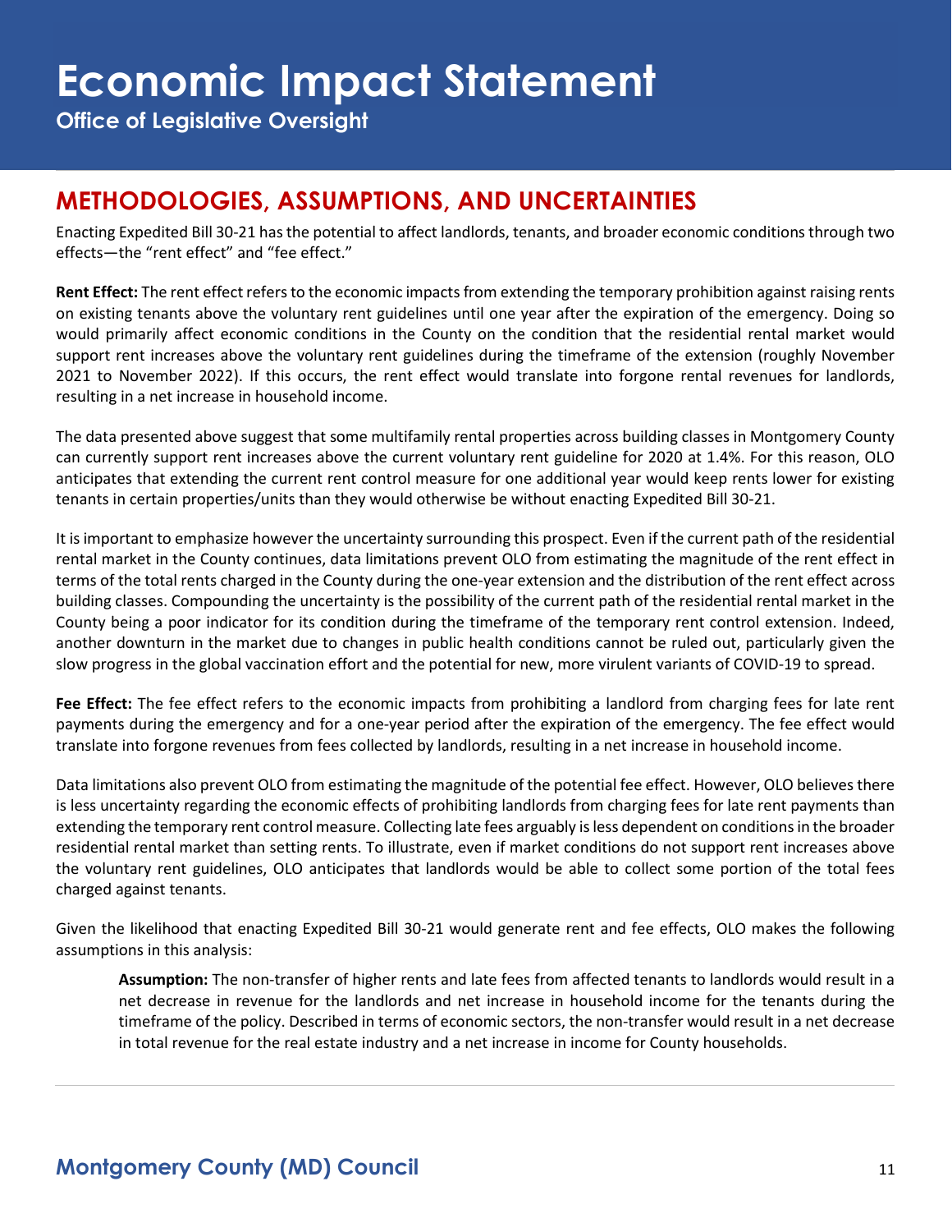## METHODOLOGIES, ASSUMPTIONS, AND UNCERTAINTIES

Enacting Expedited Bill 30-21 has the potential to affect landlords, tenants, and broader economic conditions through two effects—the "rent effect" and "fee effect."

**Rent Effect:** The rent effect refers to the economic impacts from extending the temporary prohibition against raising rents on existing tenants above the voluntary rent guidelines until one year after the expiration of the emergency. Doing so would primarily affect economic conditions in the County on the condition that the residential rental market would support rent increases above the voluntary rent guidelines during the timeframe of the extension (roughly November 2021 to November 2022). If this occurs, the rent effect would translate into forgone rental revenues for landlords, resulting in a net increase in household income.

The data presented above suggest that some multifamily rental properties across building classes in Montgomery County can currently support rent increases above the current voluntary rent guideline for 2020 at 1.4%. For this reason, OLO anticipates that extending the current rent control measure for one additional year would keep rents lower for existing tenants in certain properties/units than they would otherwise be without enacting Expedited Bill 30-21.

It is important to emphasize however the uncertainty surrounding this prospect. Even if the current path of the residential rental market in the County continues, data limitations prevent OLO from estimating the magnitude of the rent effect in terms of the total rents charged in the County during the one-year extension and the distribution of the rent effect across building classes. Compounding the uncertainty is the possibility of the current path of the residential rental market in the County being a poor indicator for its condition during the timeframe of the temporary rent control extension. Indeed, another downturn in the market due to changes in public health conditions cannot be ruled out, particularly given the slow progress in the global vaccination effort and the potential for new, more virulent variants of COVID-19 to spread.

**Fee Effect:** The fee effect refers to the economic impacts from prohibiting a landlord from charging fees for late rent payments during the emergency and for a one-year period after the expiration of the emergency. The fee effect would translate into forgone revenues from fees collected by landlords, resulting in a net increase in household income.

Data limitations also prevent OLO from estimating the magnitude of the potential fee effect. However, OLO believes there is less uncertainty regarding the economic effects of prohibiting landlords from charging fees for late rent payments than extending the temporary rent control measure. Collecting late fees arguably is less dependent on conditions in the broader residential rental market than setting rents. To illustrate, even if market conditions do not support rent increases above the voluntary rent guidelines, OLO anticipates that landlords would be able to collect some portion of the total fees charged against tenants.

Given the likelihood that enacting Expedited Bill 30-21 would generate rent and fee effects, OLO makes the following assumptions in this analysis:

> **Assumption:** The non-transfer of higher rents and late fees from affected tenants to landlords would result in a net decrease in revenue for the landlords and net increase in household income for the tenants during the timeframe of the policy. Described in terms of economic sectors, the non-transfer would result in a net decrease in total revenue for the real estate industry and a net increase in income for County households.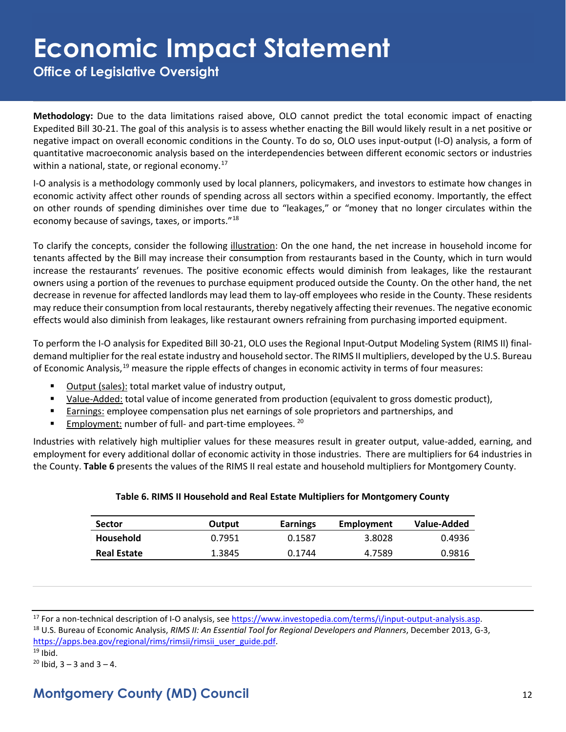**Methodology:** Due to the data limitations raised above, OLO cannot predict the total economic impact of enacting Expedited Bill 30-21. The goal of this analysis is to assess whether enacting the Bill would likely result in a net positive or negative impact on overall economic conditions in the County. To do so, OLO uses input-output (I-O) analysis, a form of quantitative macroeconomic analysis based on the interdependencies between different economic sectors or industries within a national, state, or regional economy.[17]

I-O analysis is a methodology commonly used by local planners, policymakers, and investors to estimate how changes in economic activity affect other rounds of spending across all sectors within a specified economy. Importantly, the effect on other rounds of spending diminishes over time due to "leakages," or "money that no longer circulates within the economy because of savings, taxes, or imports."[18]

To clarify the concepts, consider the following illustration: On the one hand, the net increase in household income for tenants affected by the Bill may increase their consumption from restaurants based in the County, which in turn would increase the restaurants' revenues. The positive economic effects would diminish from leakages, like the restaurant owners using a portion of the revenues to purchase equipment produced outside the County. On the other hand, the net decrease in revenue for affected landlords may lead them to lay-off employees who reside in the County. These residents may reduce their consumption from local restaurants, thereby negatively affecting their revenues. The negative economic effects would also diminish from leakages, like restaurant owners refraining from purchasing imported equipment.

To perform the I-O analysis for Expedited Bill 30-21, OLO uses the Regional Input-Output Modeling System (RIMS II) final-demand multiplier for the real estate industry and household sector. The RIMS II multipliers, developed by the U.S. Bureau of Economic Analysis,[19] measure the ripple effects of changes in economic activity in terms of four measures:

- Output (sales): total market value of industry output,
- Value-Added: total value of income generated from production (equivalent to gross domestic product),
- Earnings: employee compensation plus net earnings of sole proprietors and partnerships, and
- Employment: number of full- and part-time employees.[20]

Industries with relatively high multiplier values for these measures result in greater output, value-added, earning, and employment for every additional dollar of economic activity in those industries. There are multipliers for 64 industries in the County. **Table 6** presents the values of the RIMS II real estate and household multipliers for Montgomery County.

**Table 6. RIMS II Household and Real Estate Multipliers for Montgomery County**

| Sector | Output | Earnings | Employment | Value-Added |
|---|---|---|---|---|
| **Household** | 0.7951 | 0.1587 | 3.8028 | 0.4936 |
| **Real Estate** | 1.3845 | 0.1744 | 4.7589 | 0.9816 |

---

[17] For a non-technical description of I-O analysis, see https://www.investopedia.com/terms/i/input-output-analysis.asp.

[18] U.S. Bureau of Economic Analysis, *RIMS II: An Essential Tool for Regional Developers and Planners*, December 2013, G-3, https://apps.bea.gov/regional/rims/rimsii/rimsii_user_guide.pdf.

[19] Ibid.

[20] Ibid, 3 – 3 and 3 – 4.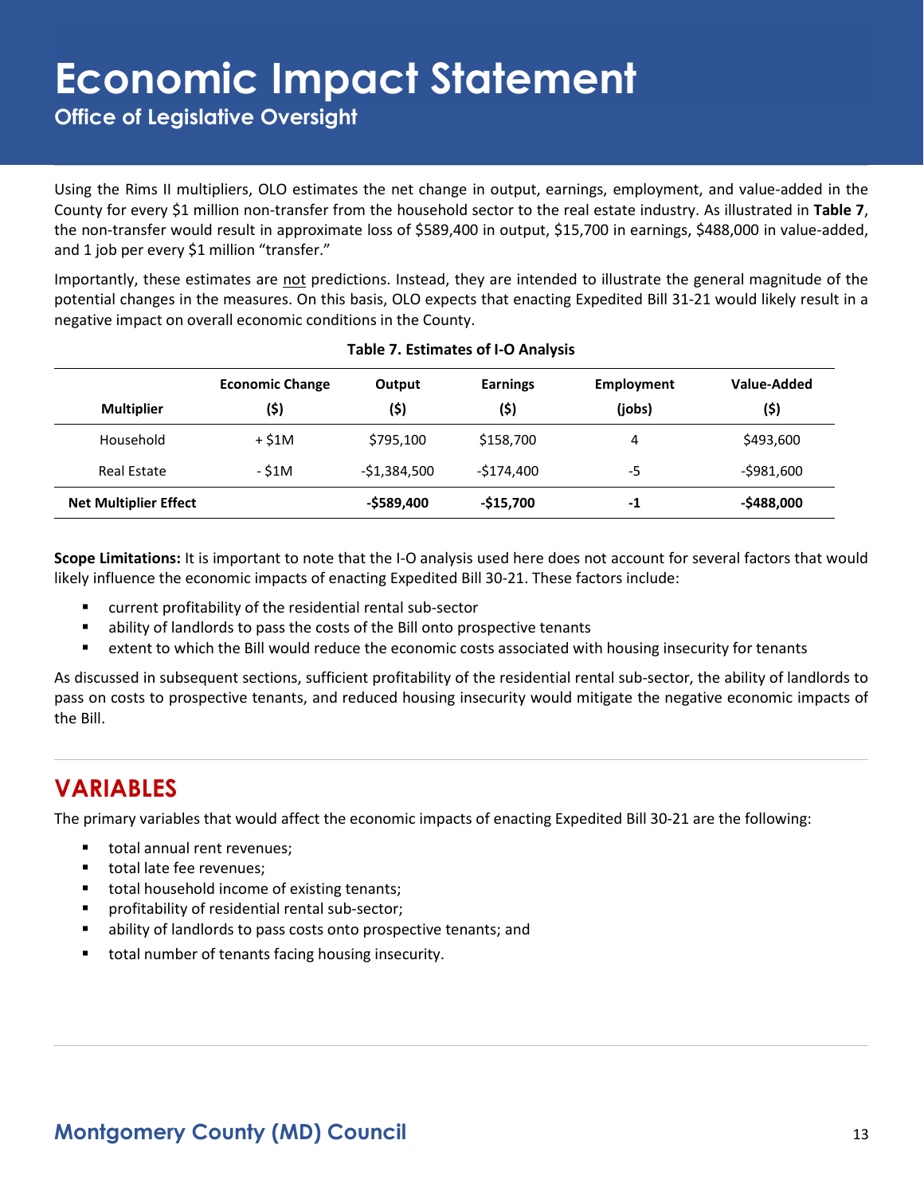Using the Rims II multipliers, OLO estimates the net change in output, earnings, employment, and value-added in the County for every $1 million non-transfer from the household sector to the real estate industry. As illustrated in **Table 7**, the non-transfer would result in approximate loss of $589,400 in output, $15,700 in earnings, $488,000 in value-added, and 1 job per every $1 million "transfer."

Importantly, these estimates are not predictions. Instead, they are intended to illustrate the general magnitude of the potential changes in the measures. On this basis, OLO expects that enacting Expedited Bill 31-21 would likely result in a negative impact on overall economic conditions in the County.

**Table 7. Estimates of I-O Analysis**

| Multiplier | Economic Change ($) | Output ($) | Earnings ($) | Employment (jobs) | Value-Added ($) |
|---|---|---|---|---|---|
| Household | + $1M | $795,100 | $158,700 | 4 | $493,600 |
| Real Estate | - $1M | -$1,384,500 | -$174,400 | -5 | -$981,600 |
| **Net Multiplier Effect** | | **-$589,400** | **-$15,700** | **-1** | **-$488,000** |

**Scope Limitations:** It is important to note that the I-O analysis used here does not account for several factors that would likely influence the economic impacts of enacting Expedited Bill 30-21. These factors include:

- current profitability of the residential rental sub-sector
- ability of landlords to pass the costs of the Bill onto prospective tenants
- extent to which the Bill would reduce the economic costs associated with housing insecurity for tenants

As discussed in subsequent sections, sufficient profitability of the residential rental sub-sector, the ability of landlords to pass on costs to prospective tenants, and reduced housing insecurity would mitigate the negative economic impacts of the Bill.

## VARIABLES

The primary variables that would affect the economic impacts of enacting Expedited Bill 30-21 are the following:

- total annual rent revenues;
- total late fee revenues;
- total household income of existing tenants;
- profitability of residential rental sub-sector;
- ability of landlords to pass costs onto prospective tenants; and
- total number of tenants facing housing insecurity.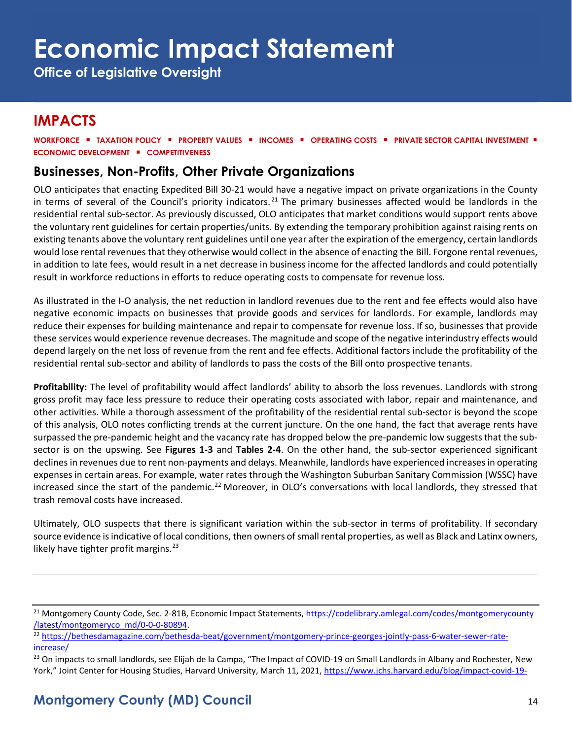# Economic Impact Statement

**Office of Legislative Oversight**

## IMPACTS

**WORKFORCE ▪ TAXATION POLICY ▪ PROPERTY VALUES ▪ INCOMES ▪ OPERATING COSTS ▪ PRIVATE SECTOR CAPITAL INVESTMENT ▪ ECONOMIC DEVELOPMENT ▪ COMPETITIVENESS**

### Businesses, Non-Profits, Other Private Organizations

OLO anticipates that enacting Expedited Bill 30-21 would have a negative impact on private organizations in the County in terms of several of the Council's priority indicators.[21] The primary businesses affected would be landlords in the residential rental sub-sector. As previously discussed, OLO anticipates that market conditions would support rents above the voluntary rent guidelines for certain properties/units. By extending the temporary prohibition against raising rents on existing tenants above the voluntary rent guidelines until one year after the expiration of the emergency, certain landlords would lose rental revenues that they otherwise would collect in the absence of enacting the Bill. Forgone rental revenues, in addition to late fees, would result in a net decrease in business income for the affected landlords and could potentially result in workforce reductions in efforts to reduce operating costs to compensate for revenue loss.

As illustrated in the I-O analysis, the net reduction in landlord revenues due to the rent and fee effects would also have negative economic impacts on businesses that provide goods and services for landlords. For example, landlords may reduce their expenses for building maintenance and repair to compensate for revenue loss. If so, businesses that provide these services would experience revenue decreases. The magnitude and scope of the negative interindustry effects would depend largely on the net loss of revenue from the rent and fee effects. Additional factors include the profitability of the residential rental sub-sector and ability of landlords to pass the costs of the Bill onto prospective tenants.

**Profitability:** The level of profitability would affect landlords' ability to absorb the loss revenues. Landlords with strong gross profit may face less pressure to reduce their operating costs associated with labor, repair and maintenance, and other activities. While a thorough assessment of the profitability of the residential rental sub-sector is beyond the scope of this analysis, OLO notes conflicting trends at the current juncture. On the one hand, the fact that average rents have surpassed the pre-pandemic height and the vacancy rate has dropped below the pre-pandemic low suggests that the sub-sector is on the upswing. See **Figures 1-3** and **Tables 2-4**. On the other hand, the sub-sector experienced significant declines in revenues due to rent non-payments and delays. Meanwhile, landlords have experienced increases in operating expenses in certain areas. For example, water rates through the Washington Suburban Sanitary Commission (WSSC) have increased since the start of the pandemic.[22] Moreover, in OLO's conversations with local landlords, they stressed that trash removal costs have increased.

Ultimately, OLO suspects that there is significant variation within the sub-sector in terms of profitability. If secondary source evidence is indicative of local conditions, then owners of small rental properties, as well as Black and Latinx owners, likely have tighter profit margins.[23]

---

[21] Montgomery County Code, Sec. 2-81B, Economic Impact Statements, https://codelibrary.amlegal.com/codes/montgomerycounty/latest/montgomeryco_md/0-0-0-80894.

[22] https://bethesdamagazine.com/bethesda-beat/government/montgomery-prince-georges-jointly-pass-6-water-sewer-rate-increase/

[23] On impacts to small landlords, see Elijah de la Campa, "The Impact of COVID-19 on Small Landlords in Albany and Rochester, New York," Joint Center for Housing Studies, Harvard University, March 11, 2021, https://www.jchs.harvard.edu/blog/impact-covid-19-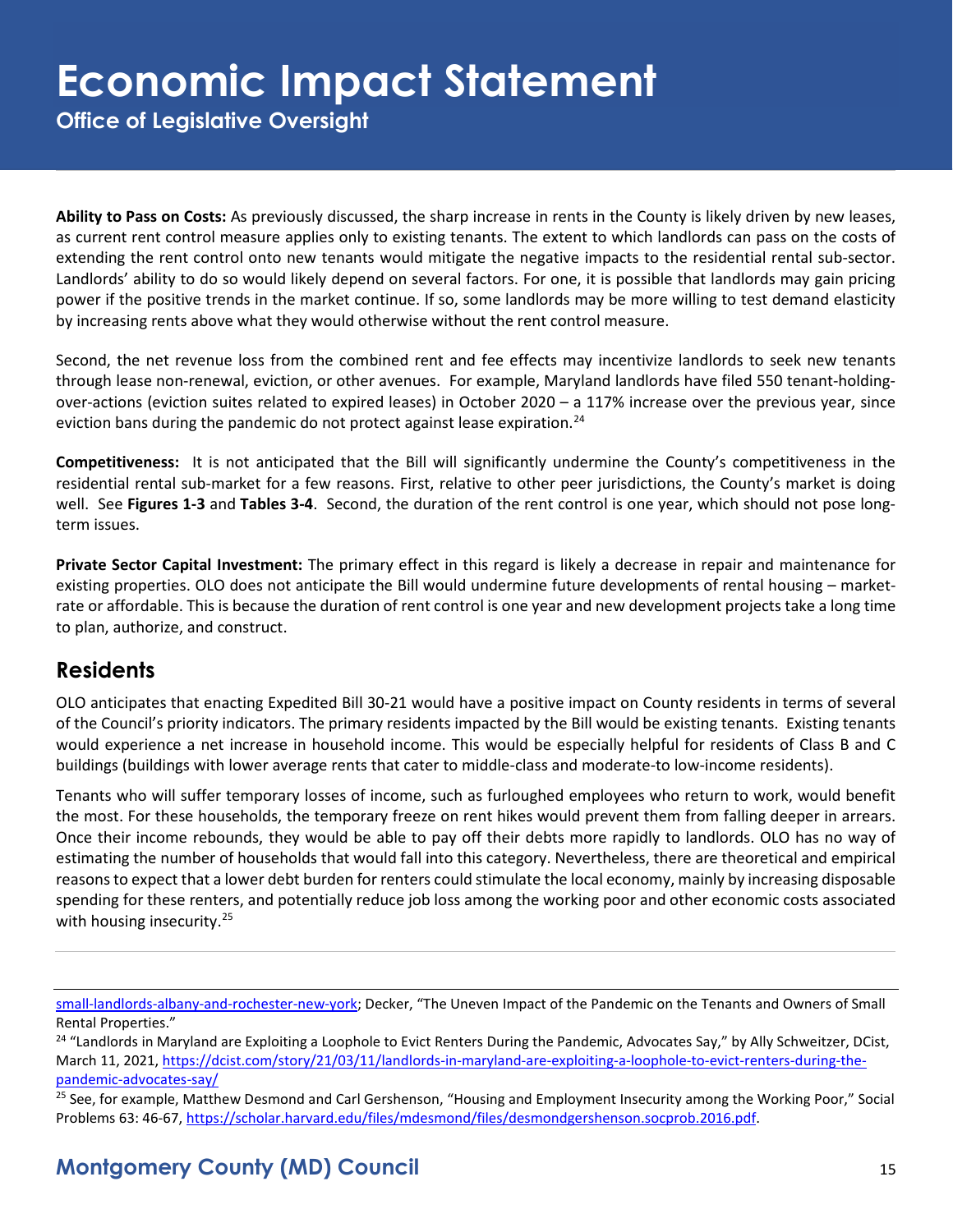**Ability to Pass on Costs:** As previously discussed, the sharp increase in rents in the County is likely driven by new leases, as current rent control measure applies only to existing tenants. The extent to which landlords can pass on the costs of extending the rent control onto new tenants would mitigate the negative impacts to the residential rental sub-sector. Landlords' ability to do so would likely depend on several factors. For one, it is possible that landlords may gain pricing power if the positive trends in the market continue. If so, some landlords may be more willing to test demand elasticity by increasing rents above what they would otherwise without the rent control measure.

Second, the net revenue loss from the combined rent and fee effects may incentivize landlords to seek new tenants through lease non-renewal, eviction, or other avenues. For example, Maryland landlords have filed 550 tenant-holding-over-actions (eviction suites related to expired leases) in October 2020 – a 117% increase over the previous year, since eviction bans during the pandemic do not protect against lease expiration.[24]

**Competitiveness:** It is not anticipated that the Bill will significantly undermine the County's competitiveness in the residential rental sub-market for a few reasons. First, relative to other peer jurisdictions, the County's market is doing well. See **Figures 1-3** and **Tables 3-4**. Second, the duration of the rent control is one year, which should not pose long-term issues.

**Private Sector Capital Investment:** The primary effect in this regard is likely a decrease in repair and maintenance for existing properties. OLO does not anticipate the Bill would undermine future developments of rental housing – market-rate or affordable. This is because the duration of rent control is one year and new development projects take a long time to plan, authorize, and construct.

## Residents

OLO anticipates that enacting Expedited Bill 30-21 would have a positive impact on County residents in terms of several of the Council's priority indicators. The primary residents impacted by the Bill would be existing tenants. Existing tenants would experience a net increase in household income. This would be especially helpful for residents of Class B and C buildings (buildings with lower average rents that cater to middle-class and moderate-to low-income residents).

Tenants who will suffer temporary losses of income, such as furloughed employees who return to work, would benefit the most. For these households, the temporary freeze on rent hikes would prevent them from falling deeper in arrears. Once their income rebounds, they would be able to pay off their debts more rapidly to landlords. OLO has no way of estimating the number of households that would fall into this category. Nevertheless, there are theoretical and empirical reasons to expect that a lower debt burden for renters could stimulate the local economy, mainly by increasing disposable spending for these renters, and potentially reduce job loss among the working poor and other economic costs associated with housing insecurity.[25]

---

small-landlords-albany-and-rochester-new-york; Decker, "The Uneven Impact of the Pandemic on the Tenants and Owners of Small Rental Properties."

[24] "Landlords in Maryland are Exploiting a Loophole to Evict Renters During the Pandemic, Advocates Say," by Ally Schweitzer, DCist, March 11, 2021, https://dcist.com/story/21/03/11/landlords-in-maryland-are-exploiting-a-loophole-to-evict-renters-during-the-pandemic-advocates-say/

[25] See, for example, Matthew Desmond and Carl Gershenson, "Housing and Employment Insecurity among the Working Poor," Social Problems 63: 46-67, https://scholar.harvard.edu/files/mdesmond/files/desmondgershenson.socprob.2016.pdf.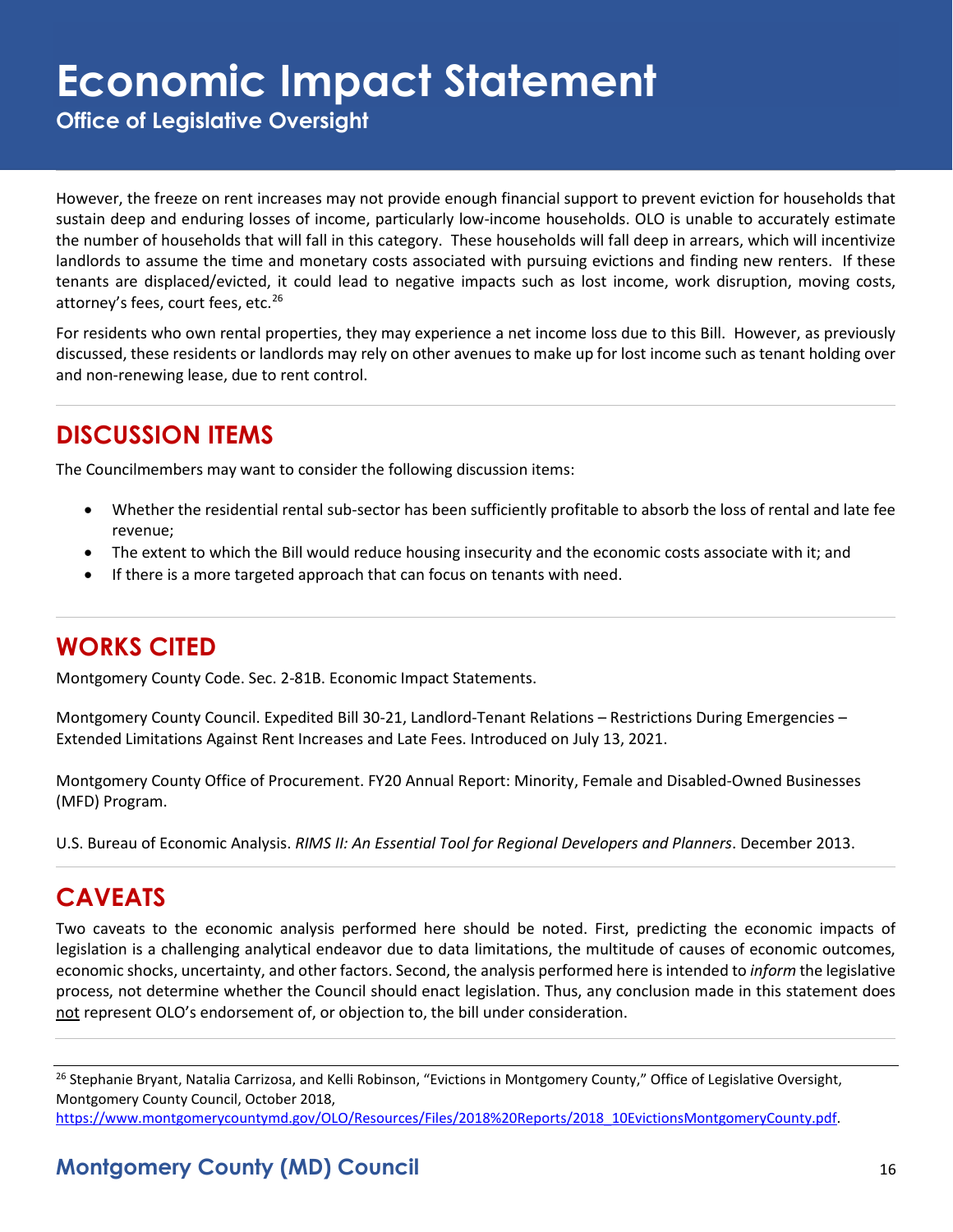However, the freeze on rent increases may not provide enough financial support to prevent eviction for households that sustain deep and enduring losses of income, particularly low-income households. OLO is unable to accurately estimate the number of households that will fall in this category. These households will fall deep in arrears, which will incentivize landlords to assume the time and monetary costs associated with pursuing evictions and finding new renters. If these tenants are displaced/evicted, it could lead to negative impacts such as lost income, work disruption, moving costs, attorney's fees, court fees, etc.[26]

For residents who own rental properties, they may experience a net income loss due to this Bill. However, as previously discussed, these residents or landlords may rely on other avenues to make up for lost income such as tenant holding over and non-renewing lease, due to rent control.

## DISCUSSION ITEMS

The Councilmembers may want to consider the following discussion items:

- Whether the residential rental sub-sector has been sufficiently profitable to absorb the loss of rental and late fee revenue;
- The extent to which the Bill would reduce housing insecurity and the economic costs associate with it; and
- If there is a more targeted approach that can focus on tenants with need.

## WORKS CITED

Montgomery County Code. Sec. 2-81B. Economic Impact Statements.

Montgomery County Council. Expedited Bill 30-21, Landlord-Tenant Relations – Restrictions During Emergencies – Extended Limitations Against Rent Increases and Late Fees. Introduced on July 13, 2021.

Montgomery County Office of Procurement. FY20 Annual Report: Minority, Female and Disabled-Owned Businesses (MFD) Program.

U.S. Bureau of Economic Analysis. *RIMS II: An Essential Tool for Regional Developers and Planners*. December 2013.

## CAVEATS

Two caveats to the economic analysis performed here should be noted. First, predicting the economic impacts of legislation is a challenging analytical endeavor due to data limitations, the multitude of causes of economic outcomes, economic shocks, uncertainty, and other factors. Second, the analysis performed here is intended to *inform* the legislative process, not determine whether the Council should enact legislation. Thus, any conclusion made in this statement does not represent OLO's endorsement of, or objection to, the bill under consideration.

[26] Stephanie Bryant, Natalia Carrizosa, and Kelli Robinson, "Evictions in Montgomery County," Office of Legislative Oversight, Montgomery County Council, October 2018, https://www.montgomerycountymd.gov/OLO/Resources/Files/2018%20Reports/2018_10EvictionsMontgomeryCounty.pdf.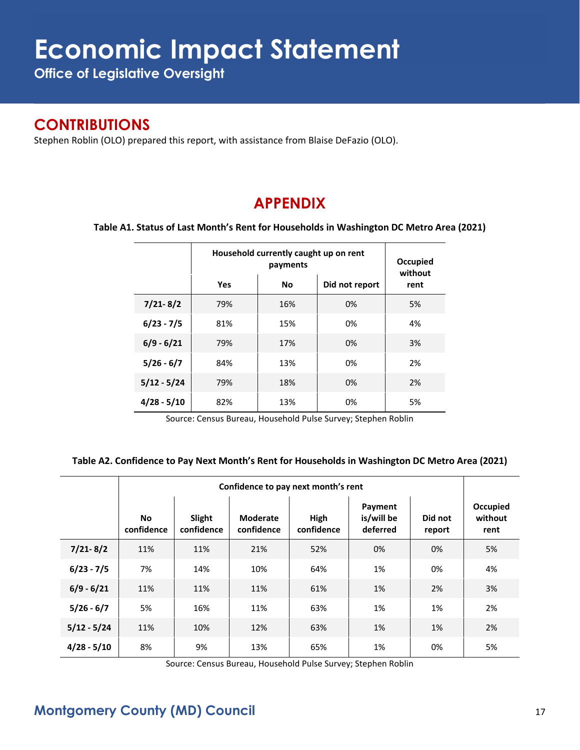# Economic Impact Statement

**Office of Legislative Oversight**

## CONTRIBUTIONS

Stephen Roblin (OLO) prepared this report, with assistance from Blaise DeFazio (OLO).

## APPENDIX

**Table A1. Status of Last Month's Rent for Households in Washington DC Metro Area (2021)**

| | Household currently caught up on rent payments | | | Occupied without rent |
|---|---|---|---|---|
| | Yes | No | Did not report | |
| **7/21- 8/2** | 79% | 16% | 0% | 5% |
| **6/23 - 7/5** | 81% | 15% | 0% | 4% |
| **6/9 - 6/21** | 79% | 17% | 0% | 3% |
| **5/26 - 6/7** | 84% | 13% | 0% | 2% |
| **5/12 - 5/24** | 79% | 18% | 0% | 2% |
| **4/28 - 5/10** | 82% | 13% | 0% | 5% |

Source: Census Bureau, Household Pulse Survey; Stephen Roblin

**Table A2. Confidence to Pay Next Month's Rent for Households in Washington DC Metro Area (2021)**

| | Confidence to pay next month's rent | | | | | | Occupied without rent |
|---|---|---|---|---|---|---|---|
| | No confidence | Slight confidence | Moderate confidence | High confidence | Payment is/will be deferred | Did not report | |
| **7/21- 8/2** | 11% | 11% | 21% | 52% | 0% | 0% | 5% |
| **6/23 - 7/5** | 7% | 14% | 10% | 64% | 1% | 0% | 4% |
| **6/9 - 6/21** | 11% | 11% | 11% | 61% | 1% | 2% | 3% |
| **5/26 - 6/7** | 5% | 16% | 11% | 63% | 1% | 1% | 2% |
| **5/12 - 5/24** | 11% | 10% | 12% | 63% | 1% | 1% | 2% |
| **4/28 - 5/10** | 8% | 9% | 13% | 65% | 1% | 0% | 5% |

Source: Census Bureau, Household Pulse Survey; Stephen Roblin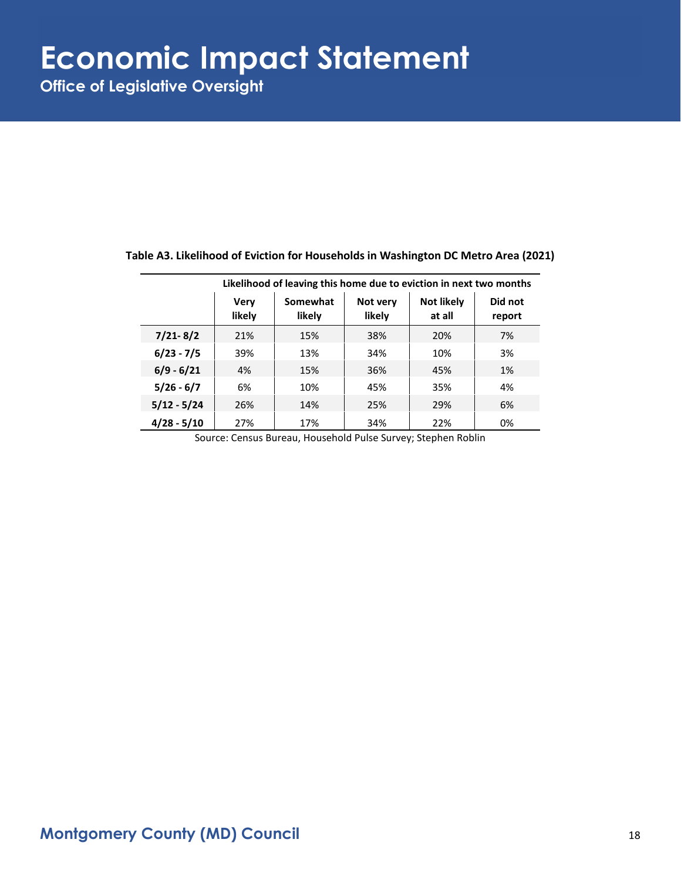**Table A3. Likelihood of Eviction for Households in Washington DC Metro Area (2021)**

| | Likelihood of leaving this home due to eviction in next two months | | | | |
|---|---|---|---|---|---|
| | Very likely | Somewhat likely | Not very likely | Not likely at all | Did not report |
| **7/21- 8/2** | 21% | 15% | 38% | 20% | 7% |
| **6/23 - 7/5** | 39% | 13% | 34% | 10% | 3% |
| **6/9 - 6/21** | 4% | 15% | 36% | 45% | 1% |
| **5/26 - 6/7** | 6% | 10% | 45% | 35% | 4% |
| **5/12 - 5/24** | 26% | 14% | 25% | 29% | 6% |
| **4/28 - 5/10** | 27% | 17% | 34% | 22% | 0% |

Source: Census Bureau, Household Pulse Survey; Stephen Roblin